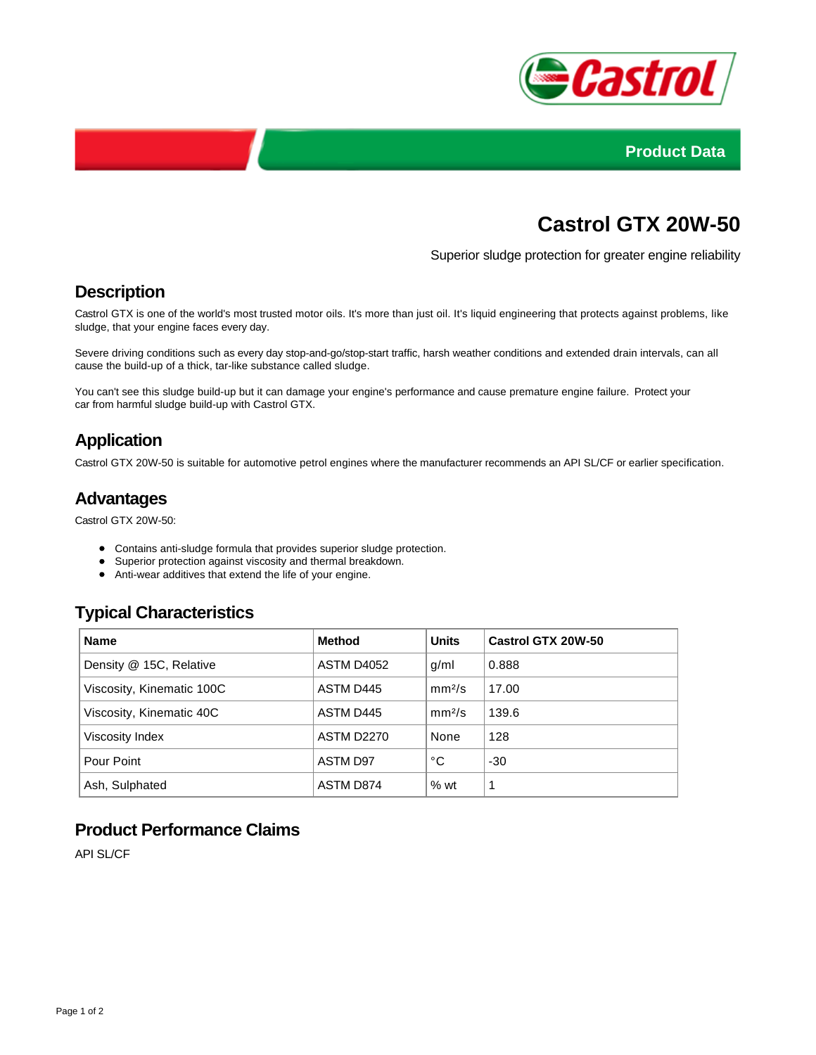Product Data

# Castrol GTX 20W-50

Superior sludge protection for greater engine reliability

## Description

Castrol GTX is one of the world's most trusted motor oils. It's more than just oil. It's liquid engineering that protects against problems, like sludge, that your engine faces every day.

Severe driving conditions such as every day stop-and-go/stop-start traffic, harsh weather conditions and extended drain intervals, can all cause the build-up of a thick, tar-like substance called sludge.

You can't see this sludge build-up but it can damage your engine's performance and cause premature engine failure. Protect your car from harmful sludge build-up with Castrol GTX.

## Application

Castrol GTX 20W-50 is suitable for automotive petrol engines where the manufacturer recommends an API SL/CF or earlier specification.

## Advantages

Castrol GTX 20W-50:

- Contains anti-sludge formula that provides superior sludge protection.
- Superior protection against viscosity and thermal breakdown.
- Anti-wear additives that extend the life of your engine.

## Typical Characteristics

| Name | Method | Units | Castrol GTX 20W-50 |
|---|---|---|---|
| Density @ 15C, Relative | ASTM D4052 | g/ml | 0.888 |
| Viscosity, Kinematic 100C | ASTM D445 | $mm^2/s$ | 17.00 |
| Viscosity, Kinematic 40C | ASTM D445 | $mm^2/s$ | 139.6 |
| Viscosity Index | ASTM D2270 | None | 128 |
| Pour Point | ASTM D97 | °C | -30 |
| Ash, Sulphated | ASTM D874 | % wt | 1 |

## Product Performance Claims

API SL/CF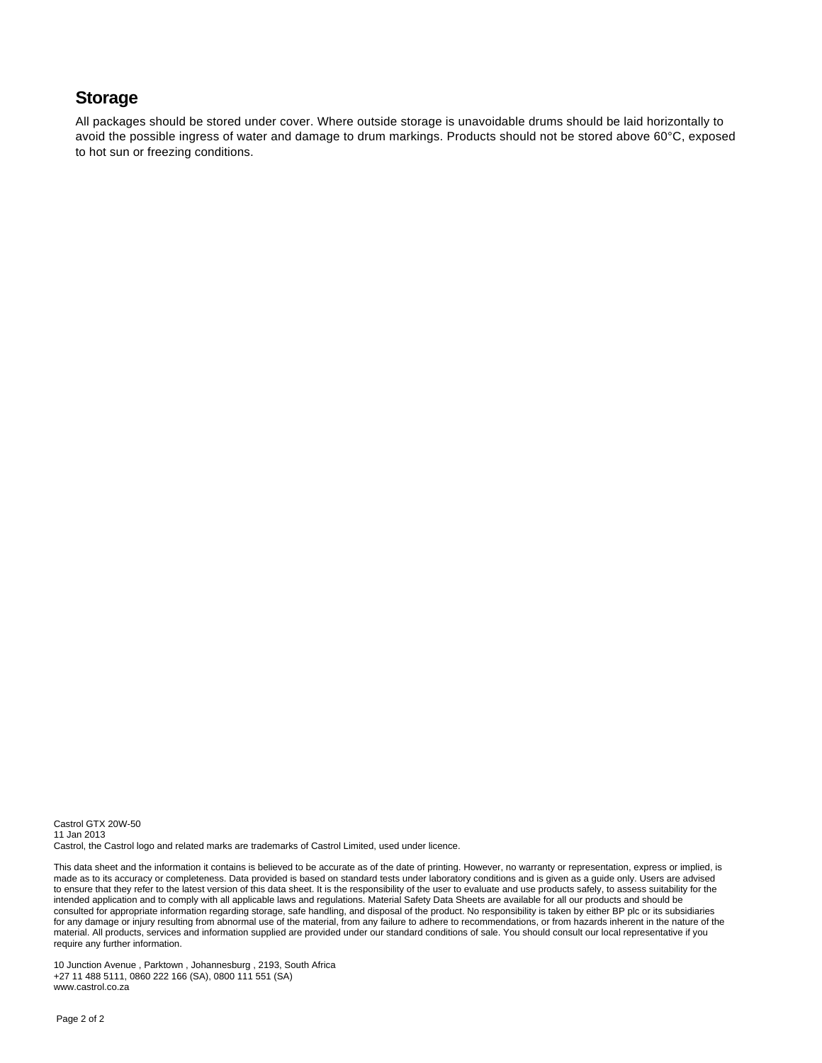## Storage

All packages should be stored under cover. Where outside storage is unavoidable drums should be laid horizontally to avoid the possible ingress of water and damage to drum markings. Products should not be stored above 60°C, exposed to hot sun or freezing conditions.

Castrol GTX 20W-50
11 Jan 2013
Castrol, the Castrol logo and related marks are trademarks of Castrol Limited, used under licence.

This data sheet and the information it contains is believed to be accurate as of the date of printing. However, no warranty or representation, express or implied, is made as to its accuracy or completeness. Data provided is based on standard tests under laboratory conditions and is given as a guide only. Users are advised to ensure that they refer to the latest version of this data sheet. It is the responsibility of the user to evaluate and use products safely, to assess suitability for the intended application and to comply with all applicable laws and regulations. Material Safety Data Sheets are available for all our products and should be consulted for appropriate information regarding storage, safe handling, and disposal of the product. No responsibility is taken by either BP plc or its subsidiaries for any damage or injury resulting from abnormal use of the material, from any failure to adhere to recommendations, or from hazards inherent in the nature of the material. All products, services and information supplied are provided under our standard conditions of sale. You should consult our local representative if you require any further information.

10 Junction Avenue , Parktown , Johannesburg , 2193, South Africa
+27 11 488 5111, 0860 222 166 (SA), 0800 111 551 (SA)
www.castrol.co.za